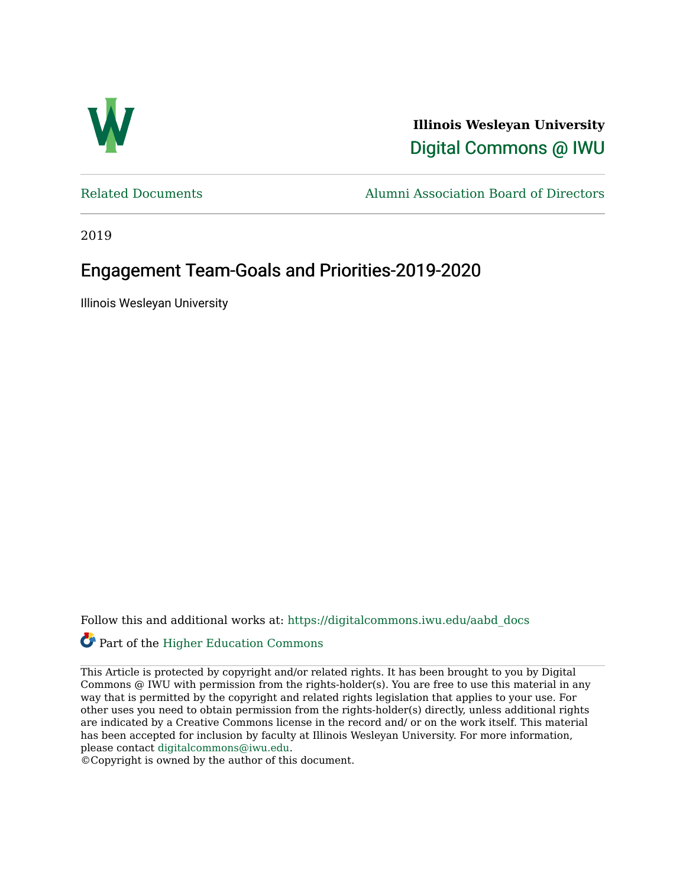**Illinois Wesleyan University**

Digital Commons @ IWU

Related Documents

Alumni Association Board of Directors

2019

# Engagement Team-Goals and Priorities-2019-2020

Illinois Wesleyan University

Follow this and additional works at: https://digitalcommons.iwu.edu/aabd_docs

Part of the Higher Education Commons

This Article is protected by copyright and/or related rights. It has been brought to you by Digital Commons @ IWU with permission from the rights-holder(s). You are free to use this material in any way that is permitted by the copyright and related rights legislation that applies to your use. For other uses you need to obtain permission from the rights-holder(s) directly, unless additional rights are indicated by a Creative Commons license in the record and/ or on the work itself. This material has been accepted for inclusion by faculty at Illinois Wesleyan University. For more information, please contact digitalcommons@iwu.edu.

©Copyright is owned by the author of this document.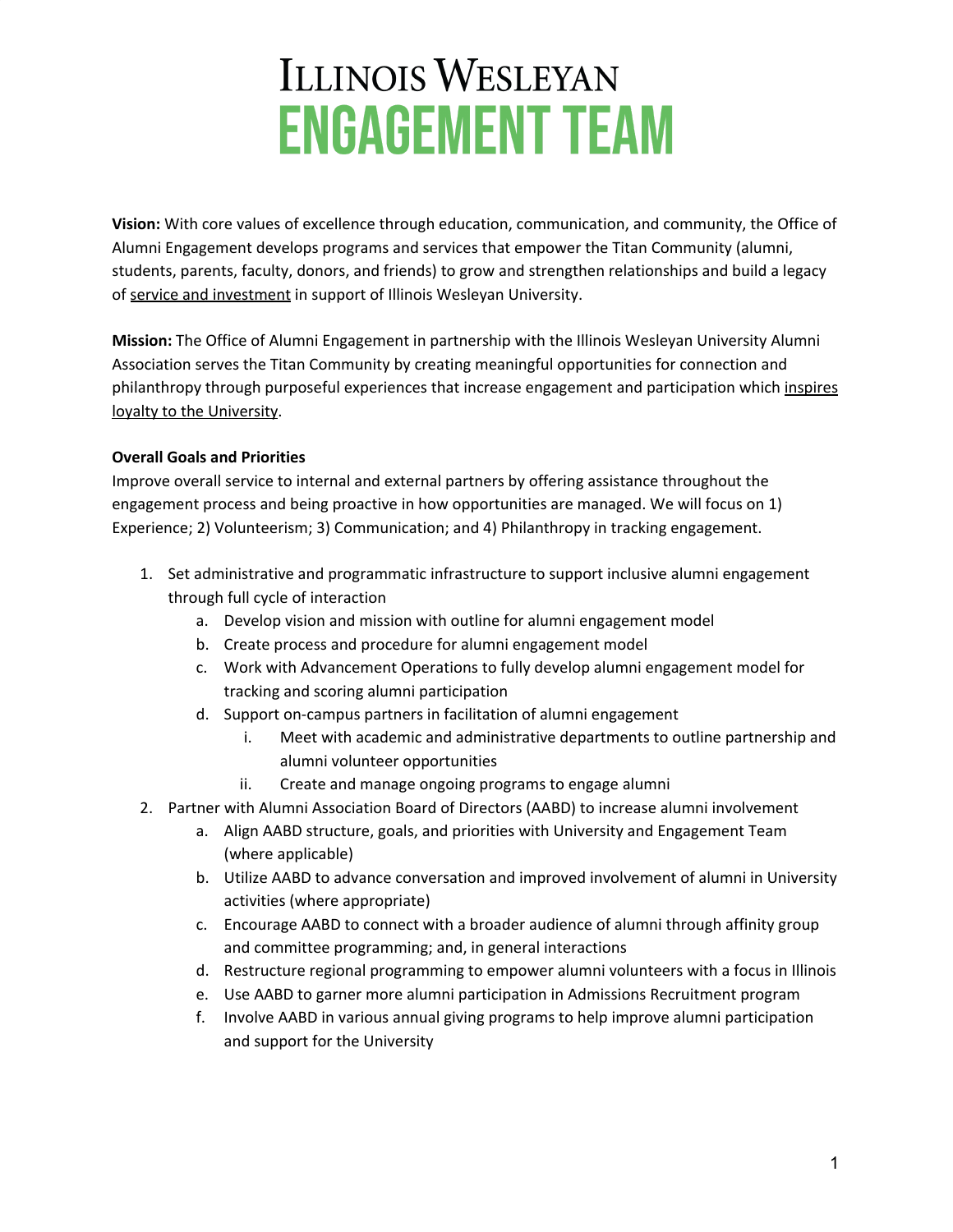# ILLINOIS WESLEYAN
# ENGAGEMENT TEAM

**Vision:** With core values of excellence through education, communication, and community, the Office of Alumni Engagement develops programs and services that empower the Titan Community (alumni, students, parents, faculty, donors, and friends) to grow and strengthen relationships and build a legacy of <u>service and investment</u> in support of Illinois Wesleyan University.

**Mission:** The Office of Alumni Engagement in partnership with the Illinois Wesleyan University Alumni Association serves the Titan Community by creating meaningful opportunities for connection and philanthropy through purposeful experiences that increase engagement and participation which <u>inspires loyalty to the University</u>.

**Overall Goals and Priorities**

Improve overall service to internal and external partners by offering assistance throughout the engagement process and being proactive in how opportunities are managed. We will focus on 1) Experience; 2) Volunteerism; 3) Communication; and 4) Philanthropy in tracking engagement.

1. Set administrative and programmatic infrastructure to support inclusive alumni engagement through full cycle of interaction
   a. Develop vision and mission with outline for alumni engagement model
   b. Create process and procedure for alumni engagement model
   c. Work with Advancement Operations to fully develop alumni engagement model for tracking and scoring alumni participation
   d. Support on-campus partners in facilitation of alumni engagement
      i. Meet with academic and administrative departments to outline partnership and alumni volunteer opportunities
      ii. Create and manage ongoing programs to engage alumni
2. Partner with Alumni Association Board of Directors (AABD) to increase alumni involvement
   a. Align AABD structure, goals, and priorities with University and Engagement Team (where applicable)
   b. Utilize AABD to advance conversation and improved involvement of alumni in University activities (where appropriate)
   c. Encourage AABD to connect with a broader audience of alumni through affinity group and committee programming; and, in general interactions
   d. Restructure regional programming to empower alumni volunteers with a focus in Illinois
   e. Use AABD to garner more alumni participation in Admissions Recruitment program
   f. Involve AABD in various annual giving programs to help improve alumni participation and support for the University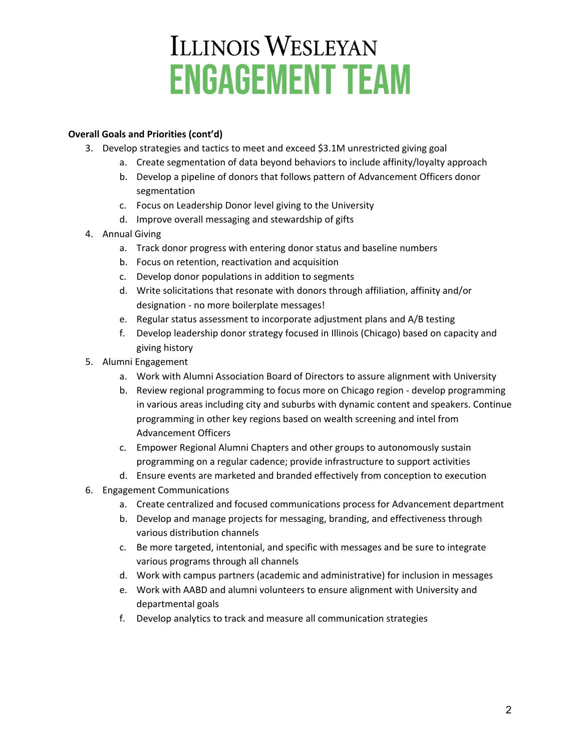# Illinois Wesleyan
# ENGAGEMENT TEAM

**Overall Goals and Priorities (cont'd)**

3. Develop strategies and tactics to meet and exceed $3.1M unrestricted giving goal
   a. Create segmentation of data beyond behaviors to include affinity/loyalty approach
   b. Develop a pipeline of donors that follows pattern of Advancement Officers donor segmentation
   c. Focus on Leadership Donor level giving to the University
   d. Improve overall messaging and stewardship of gifts
4. Annual Giving
   a. Track donor progress with entering donor status and baseline numbers
   b. Focus on retention, reactivation and acquisition
   c. Develop donor populations in addition to segments
   d. Write solicitations that resonate with donors through affiliation, affinity and/or designation - no more boilerplate messages!
   e. Regular status assessment to incorporate adjustment plans and A/B testing
   f. Develop leadership donor strategy focused in Illinois (Chicago) based on capacity and giving history
5. Alumni Engagement
   a. Work with Alumni Association Board of Directors to assure alignment with University
   b. Review regional programming to focus more on Chicago region - develop programming in various areas including city and suburbs with dynamic content and speakers. Continue programming in other key regions based on wealth screening and intel from Advancement Officers
   c. Empower Regional Alumni Chapters and other groups to autonomously sustain programming on a regular cadence; provide infrastructure to support activities
   d. Ensure events are marketed and branded effectively from conception to execution
6. Engagement Communications
   a. Create centralized and focused communications process for Advancement department
   b. Develop and manage projects for messaging, branding, and effectiveness through various distribution channels
   c. Be more targeted, intentional, and specific with messages and be sure to integrate various programs through all channels
   d. Work with campus partners (academic and administrative) for inclusion in messages
   e. Work with AABD and alumni volunteers to ensure alignment with University and departmental goals
   f. Develop analytics to track and measure all communication strategies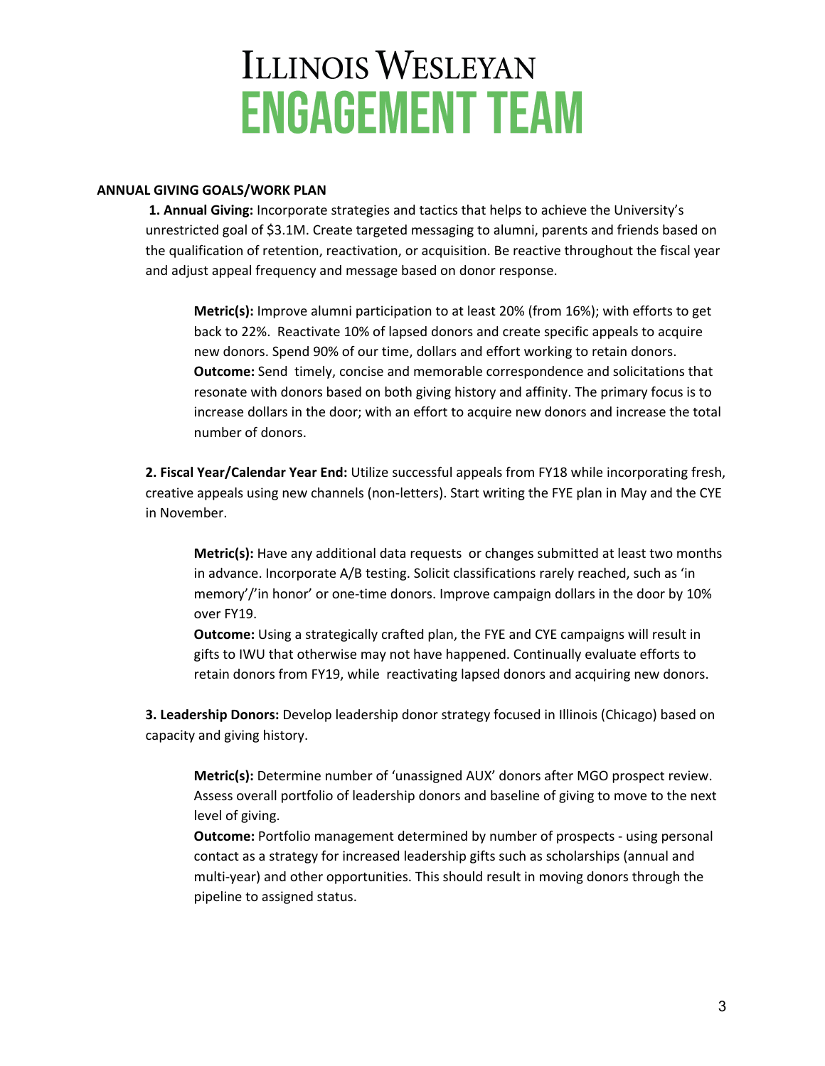# Illinois Wesleyan
# ENGAGEMENT TEAM

**ANNUAL GIVING GOALS/WORK PLAN**

**1. Annual Giving:** Incorporate strategies and tactics that helps to achieve the University's unrestricted goal of $3.1M. Create targeted messaging to alumni, parents and friends based on the qualification of retention, reactivation, or acquisition. Be reactive throughout the fiscal year and adjust appeal frequency and message based on donor response.

> **Metric(s):** Improve alumni participation to at least 20% (from 16%); with efforts to get back to 22%. Reactivate 10% of lapsed donors and create specific appeals to acquire new donors. Spend 90% of our time, dollars and effort working to retain donors.
> **Outcome:** Send timely, concise and memorable correspondence and solicitations that resonate with donors based on both giving history and affinity. The primary focus is to increase dollars in the door; with an effort to acquire new donors and increase the total number of donors.

**2. Fiscal Year/Calendar Year End:** Utilize successful appeals from FY18 while incorporating fresh, creative appeals using new channels (non-letters). Start writing the FYE plan in May and the CYE in November.

> **Metric(s):** Have any additional data requests or changes submitted at least two months in advance. Incorporate A/B testing. Solicit classifications rarely reached, such as 'in memory'/'in honor' or one-time donors. Improve campaign dollars in the door by 10% over FY19.
> **Outcome:** Using a strategically crafted plan, the FYE and CYE campaigns will result in gifts to IWU that otherwise may not have happened. Continually evaluate efforts to retain donors from FY19, while reactivating lapsed donors and acquiring new donors.

**3. Leadership Donors:** Develop leadership donor strategy focused in Illinois (Chicago) based on capacity and giving history.

> **Metric(s):** Determine number of 'unassigned AUX' donors after MGO prospect review. Assess overall portfolio of leadership donors and baseline of giving to move to the next level of giving.
> **Outcome:** Portfolio management determined by number of prospects - using personal contact as a strategy for increased leadership gifts such as scholarships (annual and multi-year) and other opportunities. This should result in moving donors through the pipeline to assigned status.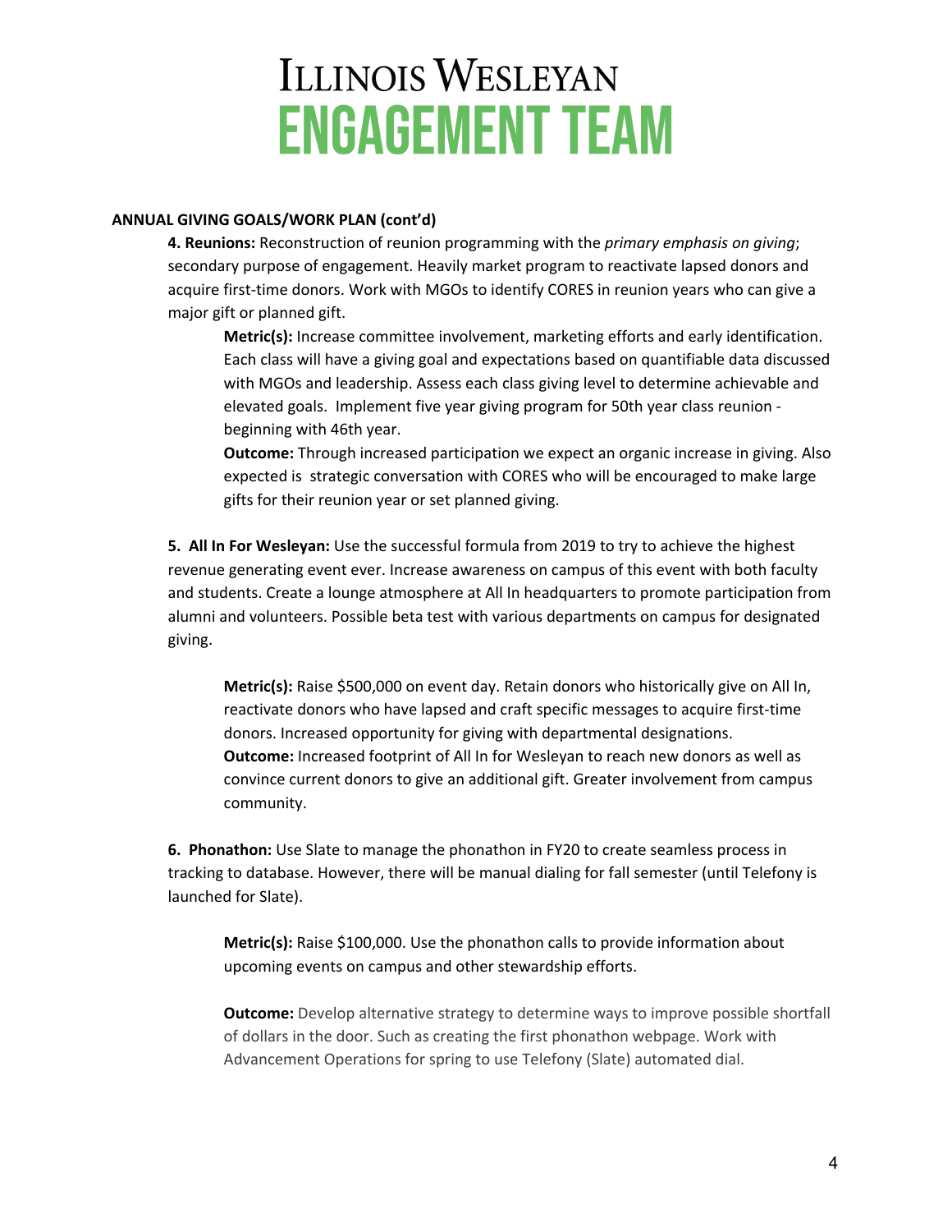**ANNUAL GIVING GOALS/WORK PLAN (cont'd)**

**4. Reunions:** Reconstruction of reunion programming with the *primary emphasis on giving*; secondary purpose of engagement. Heavily market program to reactivate lapsed donors and acquire first-time donors. Work with MGOs to identify CORES in reunion years who can give a major gift or planned gift.

**Metric(s):** Increase committee involvement, marketing efforts and early identification. Each class will have a giving goal and expectations based on quantifiable data discussed with MGOs and leadership. Assess each class giving level to determine achievable and elevated goals. Implement five year giving program for 50th year class reunion - beginning with 46th year.

**Outcome:** Through increased participation we expect an organic increase in giving. Also expected is strategic conversation with CORES who will be encouraged to make large gifts for their reunion year or set planned giving.

**5. All In For Wesleyan:** Use the successful formula from 2019 to try to achieve the highest revenue generating event ever. Increase awareness on campus of this event with both faculty and students. Create a lounge atmosphere at All In headquarters to promote participation from alumni and volunteers. Possible beta test with various departments on campus for designated giving.

**Metric(s):** Raise $500,000 on event day. Retain donors who historically give on All In, reactivate donors who have lapsed and craft specific messages to acquire first-time donors. Increased opportunity for giving with departmental designations.

**Outcome:** Increased footprint of All In for Wesleyan to reach new donors as well as convince current donors to give an additional gift. Greater involvement from campus community.

**6. Phonathon:** Use Slate to manage the phonathon in FY20 to create seamless process in tracking to database. However, there will be manual dialing for fall semester (until Telefony is launched for Slate).

**Metric(s):** Raise $100,000. Use the phonathon calls to provide information about upcoming events on campus and other stewardship efforts.

**Outcome:** Develop alternative strategy to determine ways to improve possible shortfall of dollars in the door. Such as creating the first phonathon webpage. Work with Advancement Operations for spring to use Telefony (Slate) automated dial.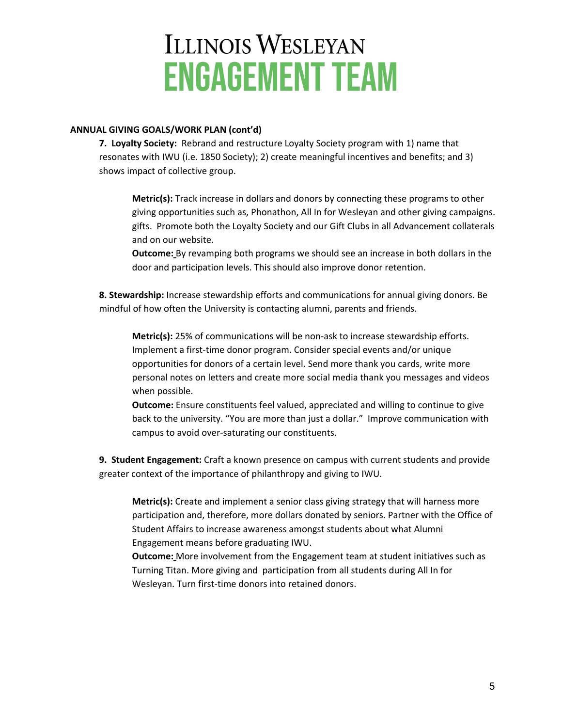# ILLINOIS WESLEYAN ENGAGEMENT TEAM

**ANNUAL GIVING GOALS/WORK PLAN (cont'd)**

**7. Loyalty Society:** Rebrand and restructure Loyalty Society program with 1) name that resonates with IWU (i.e. 1850 Society); 2) create meaningful incentives and benefits; and 3) shows impact of collective group.

> **Metric(s):** Track increase in dollars and donors by connecting these programs to other giving opportunities such as, Phonathon, All In for Wesleyan and other giving campaigns. gifts. Promote both the Loyalty Society and our Gift Clubs in all Advancement collaterals and on our website.
>
> **Outcome:** By revamping both programs we should see an increase in both dollars in the door and participation levels. This should also improve donor retention.

**8. Stewardship:** Increase stewardship efforts and communications for annual giving donors. Be mindful of how often the University is contacting alumni, parents and friends.

> **Metric(s):** 25% of communications will be non-ask to increase stewardship efforts. Implement a first-time donor program. Consider special events and/or unique opportunities for donors of a certain level. Send more thank you cards, write more personal notes on letters and create more social media thank you messages and videos when possible.
>
> **Outcome:** Ensure constituents feel valued, appreciated and willing to continue to give back to the university. "You are more than just a dollar." Improve communication with campus to avoid over-saturating our constituents.

**9. Student Engagement:** Craft a known presence on campus with current students and provide greater context of the importance of philanthropy and giving to IWU.

> **Metric(s):** Create and implement a senior class giving strategy that will harness more participation and, therefore, more dollars donated by seniors. Partner with the Office of Student Affairs to increase awareness amongst students about what Alumni Engagement means before graduating IWU.
>
> **Outcome:** More involvement from the Engagement team at student initiatives such as Turning Titan. More giving and participation from all students during All In for Wesleyan. Turn first-time donors into retained donors.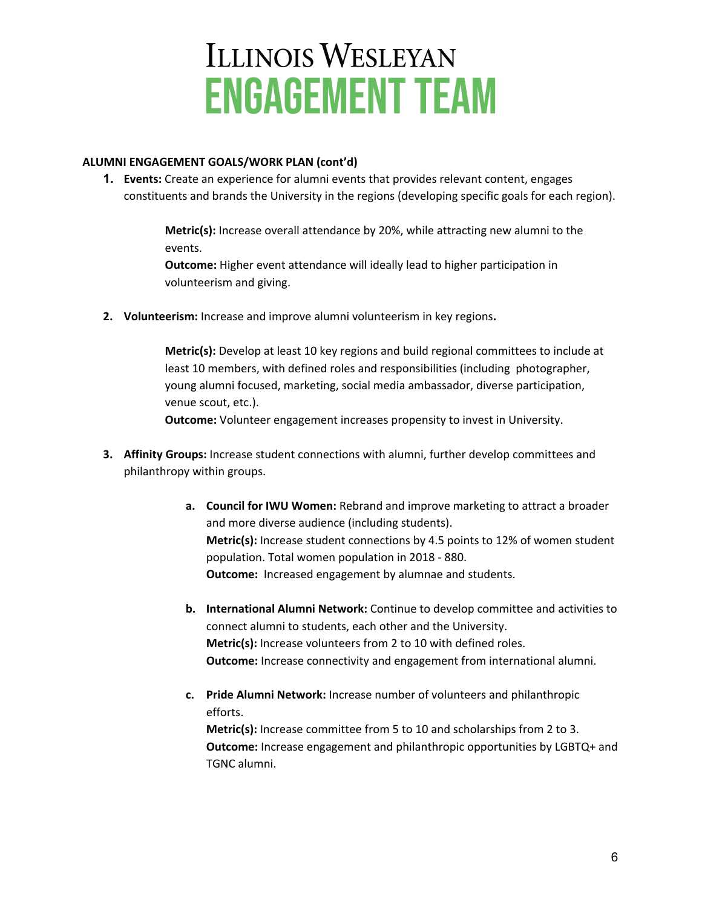# Illinois Wesleyan
# ENGAGEMENT TEAM

**ALUMNI ENGAGEMENT GOALS/WORK PLAN (cont'd)**

1. **Events:** Create an experience for alumni events that provides relevant content, engages constituents and brands the University in the regions (developing specific goals for each region).

   **Metric(s):** Increase overall attendance by 20%, while attracting new alumni to the events.
   **Outcome:** Higher event attendance will ideally lead to higher participation in volunteerism and giving.

2. **Volunteerism:** Increase and improve alumni volunteerism in key regions**.**

   **Metric(s):** Develop at least 10 key regions and build regional committees to include at least 10 members, with defined roles and responsibilities (including photographer, young alumni focused, marketing, social media ambassador, diverse participation, venue scout, etc.).
   **Outcome:** Volunteer engagement increases propensity to invest in University.

3. **Affinity Groups:** Increase student connections with alumni, further develop committees and philanthropy within groups.

   a. **Council for IWU Women:** Rebrand and improve marketing to attract a broader and more diverse audience (including students).
      **Metric(s):** Increase student connections by 4.5 points to 12% of women student population. Total women population in 2018 - 880.
      **Outcome:** Increased engagement by alumnae and students.

   b. **International Alumni Network:** Continue to develop committee and activities to connect alumni to students, each other and the University.
      **Metric(s):** Increase volunteers from 2 to 10 with defined roles.
      **Outcome:** Increase connectivity and engagement from international alumni.

   c. **Pride Alumni Network:** Increase number of volunteers and philanthropic efforts.
      **Metric(s):** Increase committee from 5 to 10 and scholarships from 2 to 3.
      **Outcome:** Increase engagement and philanthropic opportunities by LGBTQ+ and TGNC alumni.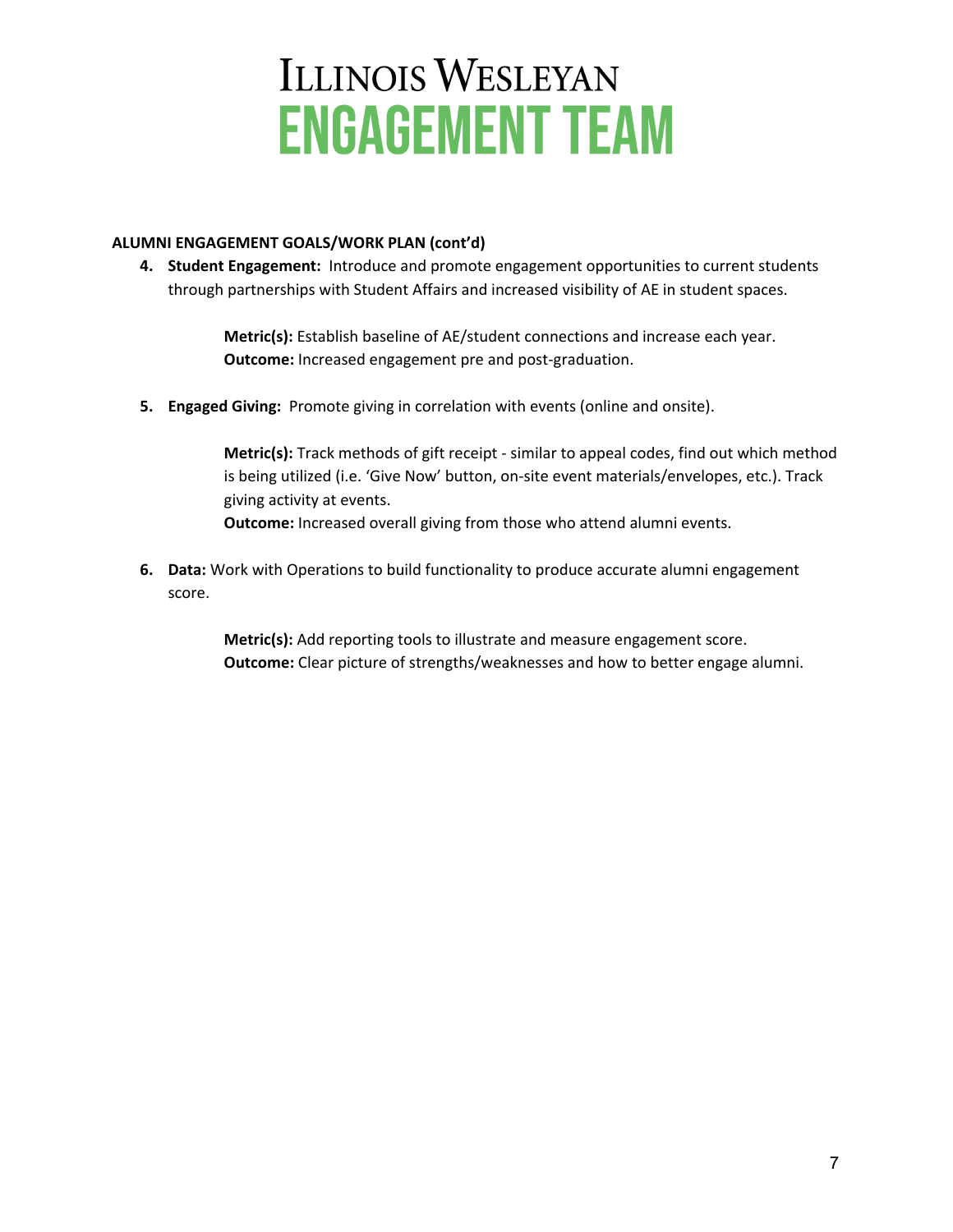# Illinois Wesleyan
# ENGAGEMENT TEAM

**ALUMNI ENGAGEMENT GOALS/WORK PLAN (cont'd)**

4. **Student Engagement:** Introduce and promote engagement opportunities to current students through partnerships with Student Affairs and increased visibility of AE in student spaces.

   **Metric(s):** Establish baseline of AE/student connections and increase each year.
   **Outcome:** Increased engagement pre and post-graduation.

5. **Engaged Giving:** Promote giving in correlation with events (online and onsite).

   **Metric(s):** Track methods of gift receipt - similar to appeal codes, find out which method is being utilized (i.e. 'Give Now' button, on-site event materials/envelopes, etc.). Track giving activity at events.
   **Outcome:** Increased overall giving from those who attend alumni events.

6. **Data:** Work with Operations to build functionality to produce accurate alumni engagement score.

   **Metric(s):** Add reporting tools to illustrate and measure engagement score.
   **Outcome:** Clear picture of strengths/weaknesses and how to better engage alumni.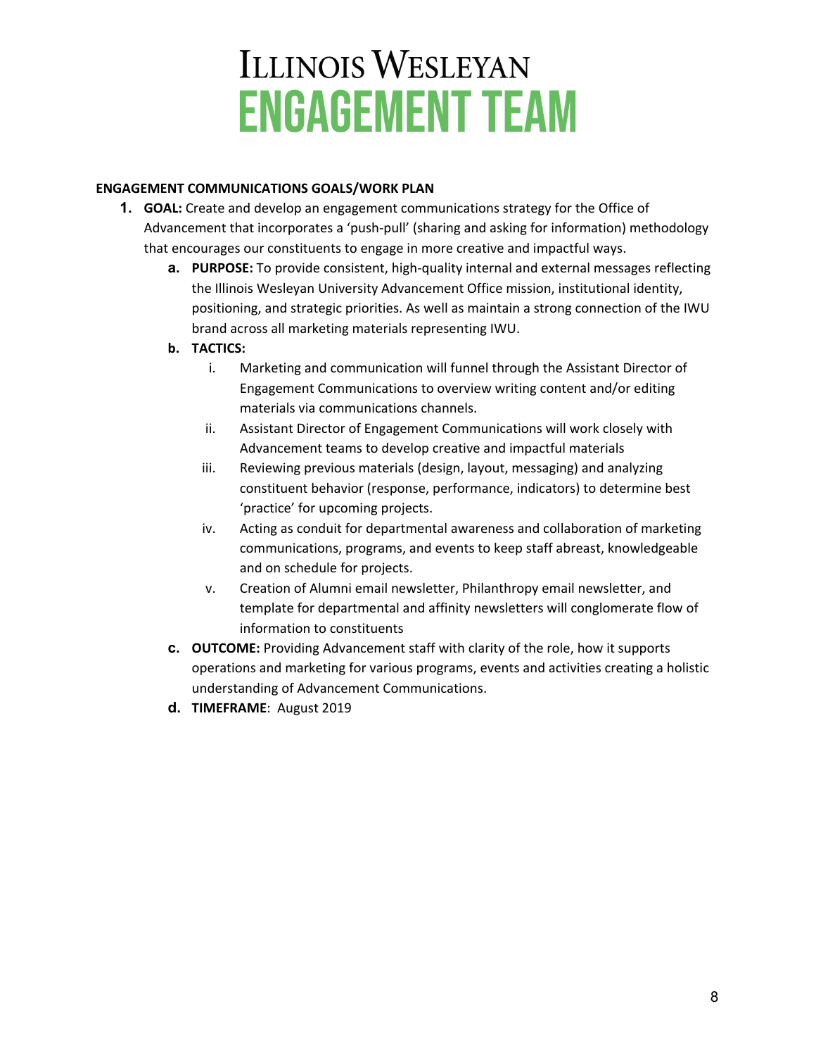# ILLINOIS WESLEYAN
# ENGAGEMENT TEAM

**ENGAGEMENT COMMUNICATIONS GOALS/WORK PLAN**

1. **GOAL:** Create and develop an engagement communications strategy for the Office of Advancement that incorporates a 'push-pull' (sharing and asking for information) methodology that encourages our constituents to engage in more creative and impactful ways.
   a. **PURPOSE:** To provide consistent, high-quality internal and external messages reflecting the Illinois Wesleyan University Advancement Office mission, institutional identity, positioning, and strategic priorities. As well as maintain a strong connection of the IWU brand across all marketing materials representing IWU.
   b. **TACTICS:**
      i. Marketing and communication will funnel through the Assistant Director of Engagement Communications to overview writing content and/or editing materials via communications channels.
      ii. Assistant Director of Engagement Communications will work closely with Advancement teams to develop creative and impactful materials
      iii. Reviewing previous materials (design, layout, messaging) and analyzing constituent behavior (response, performance, indicators) to determine best 'practice' for upcoming projects.
      iv. Acting as conduit for departmental awareness and collaboration of marketing communications, programs, and events to keep staff abreast, knowledgeable and on schedule for projects.
      v. Creation of Alumni email newsletter, Philanthropy email newsletter, and template for departmental and affinity newsletters will conglomerate flow of information to constituents
   c. **OUTCOME:** Providing Advancement staff with clarity of the role, how it supports operations and marketing for various programs, events and activities creating a holistic understanding of Advancement Communications.
   d. **TIMEFRAME**: August 2019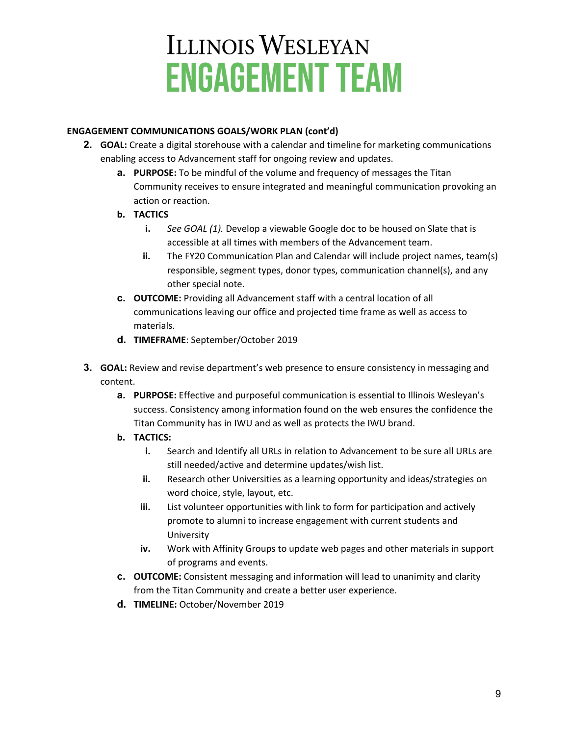# ILLINOIS WESLEYAN
# ENGAGEMENT TEAM

**ENGAGEMENT COMMUNICATIONS GOALS/WORK PLAN (cont'd)**

2. **GOAL:** Create a digital storehouse with a calendar and timeline for marketing communications enabling access to Advancement staff for ongoing review and updates.
    a. **PURPOSE:** To be mindful of the volume and frequency of messages the Titan Community receives to ensure integrated and meaningful communication provoking an action or reaction.
    b. **TACTICS**
        i. *See GOAL (1).* Develop a viewable Google doc to be housed on Slate that is accessible at all times with members of the Advancement team.
        ii. The FY20 Communication Plan and Calendar will include project names, team(s) responsible, segment types, donor types, communication channel(s), and any other special note.
    c. **OUTCOME:** Providing all Advancement staff with a central location of all communications leaving our office and projected time frame as well as access to materials.
    d. **TIMEFRAME**: September/October 2019

3. **GOAL:** Review and revise department's web presence to ensure consistency in messaging and content.
    a. **PURPOSE:** Effective and purposeful communication is essential to Illinois Wesleyan's success. Consistency among information found on the web ensures the confidence the Titan Community has in IWU and as well as protects the IWU brand.
    b. **TACTICS:**
        i. Search and Identify all URLs in relation to Advancement to be sure all URLs are still needed/active and determine updates/wish list.
        ii. Research other Universities as a learning opportunity and ideas/strategies on word choice, style, layout, etc.
        iii. List volunteer opportunities with link to form for participation and actively promote to alumni to increase engagement with current students and University
        iv. Work with Affinity Groups to update web pages and other materials in support of programs and events.
    c. **OUTCOME:** Consistent messaging and information will lead to unanimity and clarity from the Titan Community and create a better user experience.
    d. **TIMELINE:** October/November 2019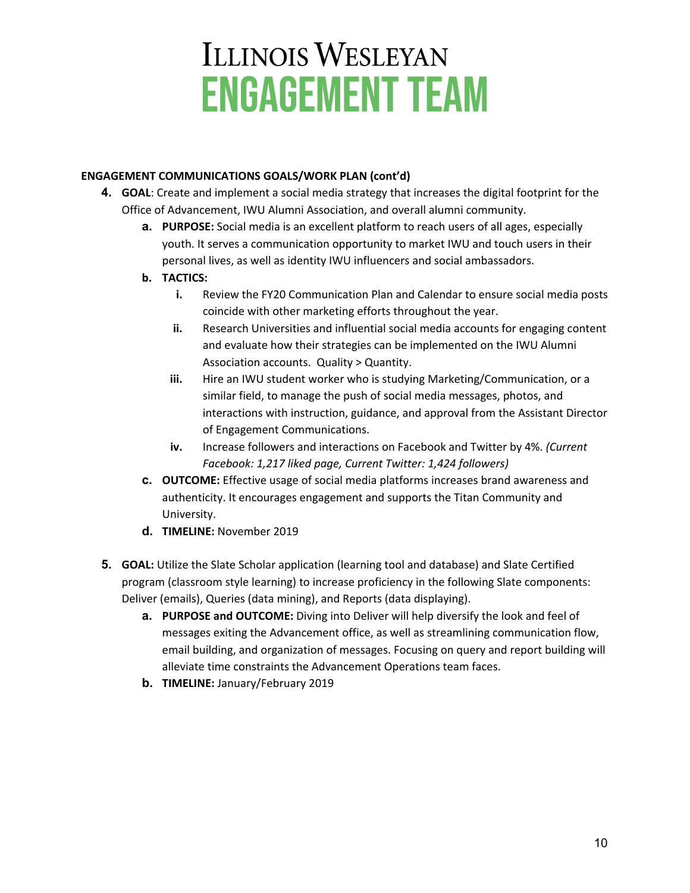# Illinois Wesleyan
# ENGAGEMENT TEAM

**ENGAGEMENT COMMUNICATIONS GOALS/WORK PLAN (cont'd)**

4. **GOAL**: Create and implement a social media strategy that increases the digital footprint for the Office of Advancement, IWU Alumni Association, and overall alumni community.
   a. **PURPOSE:** Social media is an excellent platform to reach users of all ages, especially youth. It serves a communication opportunity to market IWU and touch users in their personal lives, as well as identity IWU influencers and social ambassadors.
   b. **TACTICS:**
      i. Review the FY20 Communication Plan and Calendar to ensure social media posts coincide with other marketing efforts throughout the year.
      ii. Research Universities and influential social media accounts for engaging content and evaluate how their strategies can be implemented on the IWU Alumni Association accounts. Quality > Quantity.
      iii. Hire an IWU student worker who is studying Marketing/Communication, or a similar field, to manage the push of social media messages, photos, and interactions with instruction, guidance, and approval from the Assistant Director of Engagement Communications.
      iv. Increase followers and interactions on Facebook and Twitter by 4%. *(Current Facebook: 1,217 liked page, Current Twitter: 1,424 followers)*
   c. **OUTCOME:** Effective usage of social media platforms increases brand awareness and authenticity. It encourages engagement and supports the Titan Community and University.
   d. **TIMELINE:** November 2019

5. **GOAL:** Utilize the Slate Scholar application (learning tool and database) and Slate Certified program (classroom style learning) to increase proficiency in the following Slate components: Deliver (emails), Queries (data mining), and Reports (data displaying).
   a. **PURPOSE and OUTCOME:** Diving into Deliver will help diversify the look and feel of messages exiting the Advancement office, as well as streamlining communication flow, email building, and organization of messages. Focusing on query and report building will alleviate time constraints the Advancement Operations team faces.
   b. **TIMELINE:** January/February 2019